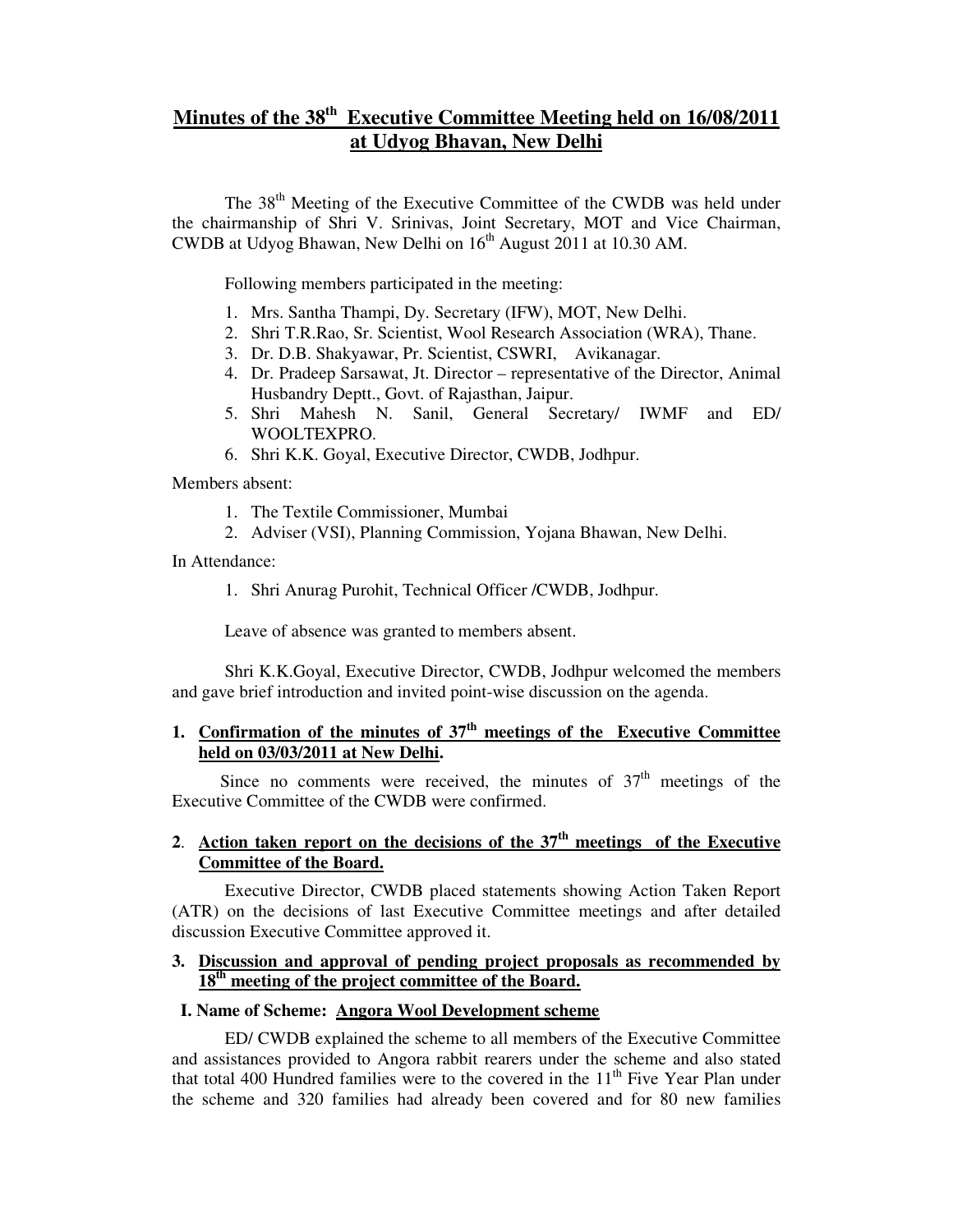# Minutes of the 38th Executive Committee Meeting held on 16/08/2011 at Udyog Bhavan, New Delhi

The 38th Meeting of the Executive Committee of the CWDB was held under the chairmanship of Shri V. Srinivas, Joint Secretary, MOT and Vice Chairman, CWDB at Udyog Bhawan, New Delhi on 16th August 2011 at 10.30 AM.

Following members participated in the meeting:

1. Mrs. Santha Thampi, Dy. Secretary (IFW), MOT, New Delhi.
2. Shri T.R.Rao, Sr. Scientist, Wool Research Association (WRA), Thane.
3. Dr. D.B. Shakyawar, Pr. Scientist, CSWRI, Avikanagar.
4. Dr. Pradeep Sarsawat, Jt. Director – representative of the Director, Animal Husbandry Deptt., Govt. of Rajasthan, Jaipur.
5. Shri Mahesh N. Sanil, General Secretary/ IWMF and ED/ WOOLTEXPRO.
6. Shri K.K. Goyal, Executive Director, CWDB, Jodhpur.

Members absent:

1. The Textile Commissioner, Mumbai
2. Adviser (VSI), Planning Commission, Yojana Bhawan, New Delhi.

In Attendance:

1. Shri Anurag Purohit, Technical Officer /CWDB, Jodhpur.

Leave of absence was granted to members absent.

Shri K.K.Goyal, Executive Director, CWDB, Jodhpur welcomed the members and gave brief introduction and invited point-wise discussion on the agenda.

## 1. Confirmation of the minutes of 37th meetings of the Executive Committee held on 03/03/2011 at New Delhi.

Since no comments were received, the minutes of 37th meetings of the Executive Committee of the CWDB were confirmed.

## 2. Action taken report on the decisions of the 37th meetings of the Executive Committee of the Board.

Executive Director, CWDB placed statements showing Action Taken Report (ATR) on the decisions of last Executive Committee meetings and after detailed discussion Executive Committee approved it.

## 3. Discussion and approval of pending project proposals as recommended by 18th meeting of the project committee of the Board.

### I. Name of Scheme: Angora Wool Development scheme

ED/ CWDB explained the scheme to all members of the Executive Committee and assistances provided to Angora rabbit rearers under the scheme and also stated that total 400 Hundred families were to the covered in the 11th Five Year Plan under the scheme and 320 families had already been covered and for 80 new families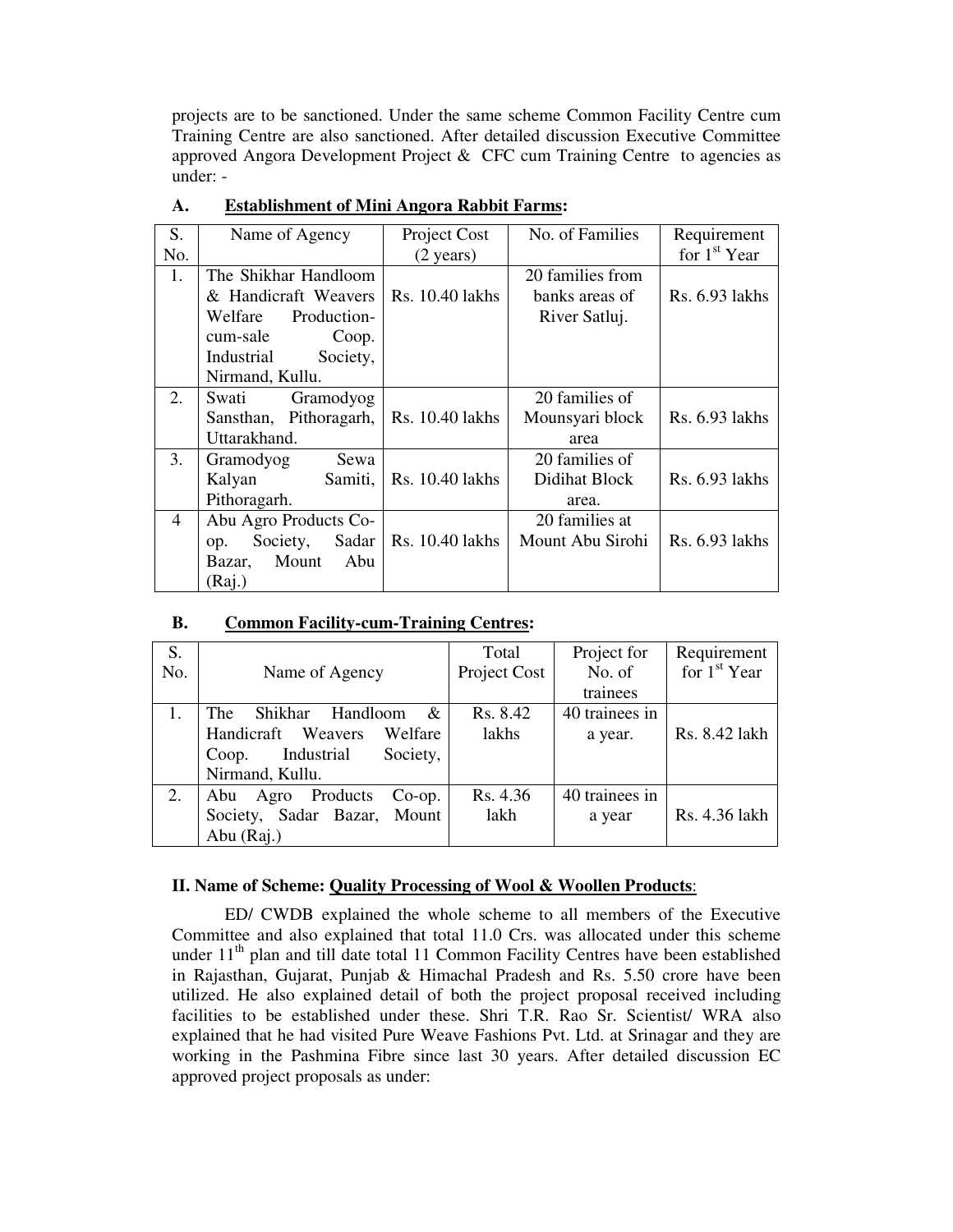projects are to be sanctioned. Under the same scheme Common Facility Centre cum Training Centre are also sanctioned. After detailed discussion Executive Committee approved Angora Development Project & CFC cum Training Centre to agencies as under: -

**A. Establishment of Mini Angora Rabbit Farms:**

| S. No. | Name of Agency | Project Cost (2 years) | No. of Families | Requirement for 1st Year |
|---|---|---|---|---|
| 1. | The Shikhar Handloom & Handicraft Weavers Welfare Production-cum-sale Coop. Industrial Society, Nirmand, Kullu. | Rs. 10.40 lakhs | 20 families from banks areas of River Satluj. | Rs. 6.93 lakhs |
| 2. | Swati Gramodyog Sansthan, Pithoragarh, Uttarakhand. | Rs. 10.40 lakhs | 20 families of Mounsyari block area | Rs. 6.93 lakhs |
| 3. | Gramodyog Sewa Kalyan Samiti, Pithoragarh. | Rs. 10.40 lakhs | 20 families of Didihat Block area. | Rs. 6.93 lakhs |
| 4 | Abu Agro Products Co-op. Society, Sadar Bazar, Mount Abu (Raj.) | Rs. 10.40 lakhs | 20 families at Mount Abu Sirohi | Rs. 6.93 lakhs |

**B. Common Facility-cum-Training Centres:**

| S. No. | Name of Agency | Total Project Cost | Project for No. of trainees | Requirement for 1st Year |
|---|---|---|---|---|
| 1. | The Shikhar Handloom & Handicraft Weavers Welfare Coop. Industrial Society, Nirmand, Kullu. | Rs. 8.42 lakhs | 40 trainees in a year. | Rs. 8.42 lakh |
| 2. | Abu Agro Products Co-op. Society, Sadar Bazar, Mount Abu (Raj.) | Rs. 4.36 lakh | 40 trainees in a year | Rs. 4.36 lakh |

**II. Name of Scheme: Quality Processing of Wool & Woollen Products:**

ED/ CWDB explained the whole scheme to all members of the Executive Committee and also explained that total 11.0 Crs. was allocated under this scheme under 11th plan and till date total 11 Common Facility Centres have been established in Rajasthan, Gujarat, Punjab & Himachal Pradesh and Rs. 5.50 crore have been utilized. He also explained detail of both the project proposal received including facilities to be established under these. Shri T.R. Rao Sr. Scientist/ WRA also explained that he had visited Pure Weave Fashions Pvt. Ltd. at Srinagar and they are working in the Pashmina Fibre since last 30 years. After detailed discussion EC approved project proposals as under: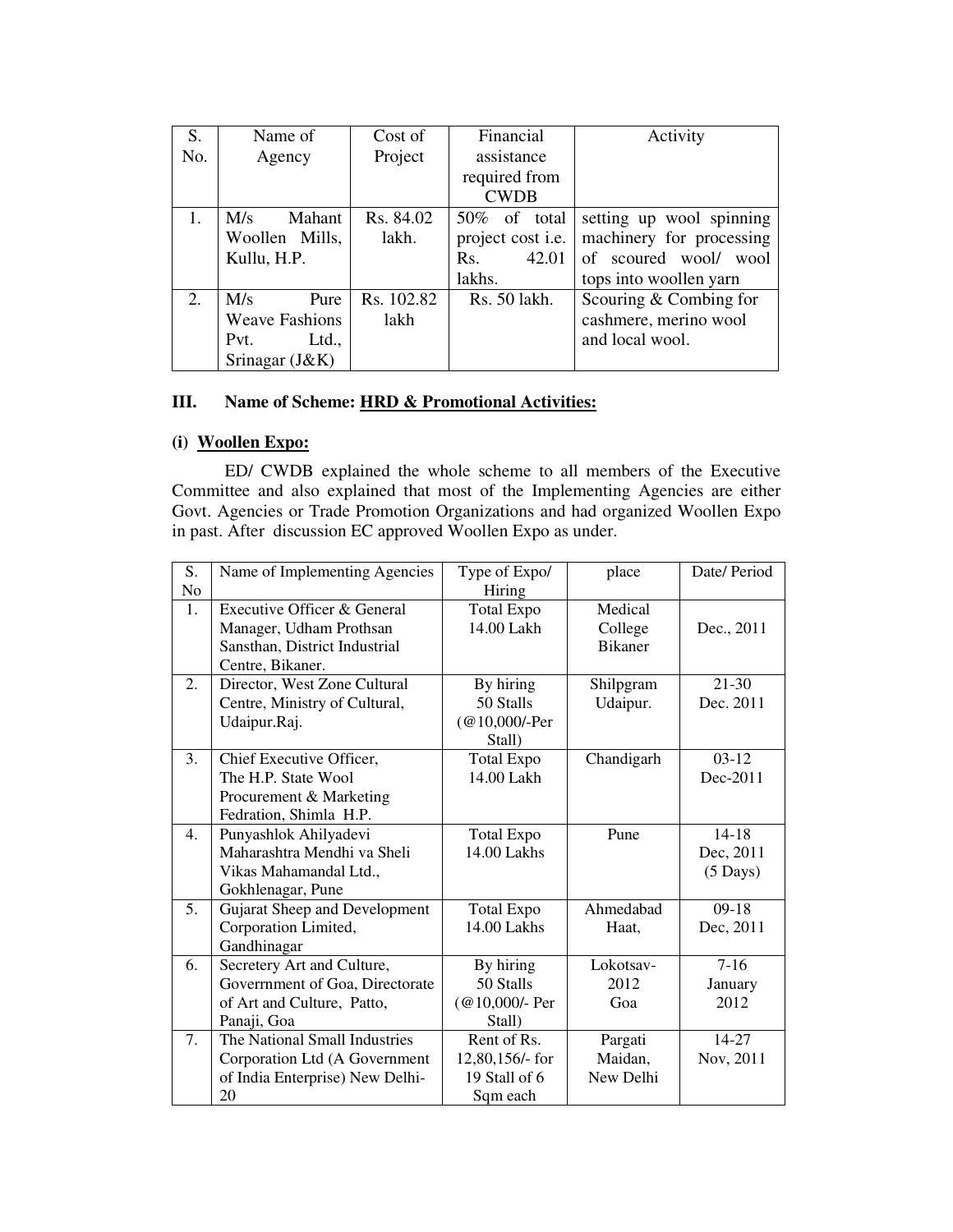| S. No. | Name of Agency | Cost of Project | Financial assistance required from CWDB | Activity |
|---|---|---|---|---|
| 1. | M/s Mahant Woollen Mills, Kullu, H.P. | Rs. 84.02 lakh. | 50% of total project cost i.e. Rs. 42.01 lakhs. | setting up wool spinning machinery for processing of scoured wool/ wool tops into woollen yarn |
| 2. | M/s Pure Weave Fashions Pvt. Ltd., Srinagar (J&K) | Rs. 102.82 lakh | Rs. 50 lakh. | Scouring & Combing for cashmere, merino wool and local wool. |

## III. Name of Scheme: <u>HRD & Promotional Activities:</u>

### (i) <u>Woollen Expo:</u>

ED/ CWDB explained the whole scheme to all members of the Executive Committee and also explained that most of the Implementing Agencies are either Govt. Agencies or Trade Promotion Organizations and had organized Woollen Expo in past. After discussion EC approved Woollen Expo as under.

| S. No | Name of Implementing Agencies | Type of Expo/ Hiring | place | Date/ Period |
|---|---|---|---|---|
| 1. | Executive Officer & General Manager, Udham Prothsan Sansthan, District Industrial Centre, Bikaner. | Total Expo 14.00 Lakh | Medical College Bikaner | Dec., 2011 |
| 2. | Director, West Zone Cultural Centre, Ministry of Cultural, Udaipur.Raj. | By hiring 50 Stalls (@10,000/-Per Stall) | Shilpgram Udaipur. | 21-30 Dec. 2011 |
| 3. | Chief Executive Officer, The H.P. State Wool Procurement & Marketing Fedration, Shimla H.P. | Total Expo 14.00 Lakh | Chandigarh | 03-12 Dec-2011 |
| 4. | Punyashlok Ahilyadevi Maharashtra Mendhi va Sheli Vikas Mahamandal Ltd., Gokhlenagar, Pune | Total Expo 14.00 Lakhs | Pune | 14-18 Dec, 2011 (5 Days) |
| 5. | Gujarat Sheep and Development Corporation Limited, Gandhinagar | Total Expo 14.00 Lakhs | Ahmedabad Haat, | 09-18 Dec, 2011 |
| 6. | Secretery Art and Culture, Goverrnment of Goa, Directorate of Art and Culture, Patto, Panaji, Goa | By hiring 50 Stalls (@10,000/- Per Stall) | Lokotsav-2012 Goa | 7-16 January 2012 |
| 7. | The National Small Industries Corporation Ltd (A Government of India Enterprise) New Delhi-20 | Rent of Rs. 12,80,156/- for 19 Stall of 6 Sqm each | Pargati Maidan, New Delhi | 14-27 Nov, 2011 |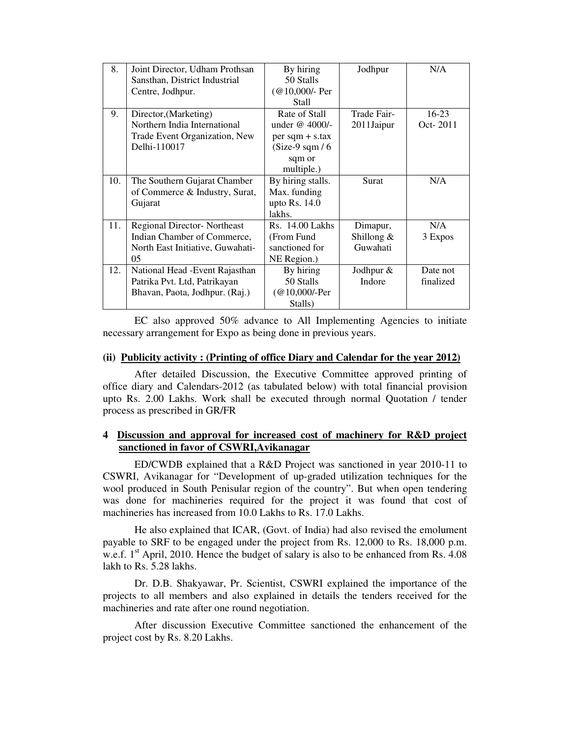| | | | | |
|---|---|---|---|---|
| 8. | Joint Director, Udham Prothsan Sansthan, District Industrial Centre, Jodhpur. | By hiring 50 Stalls (@10,000/- Per Stall | Jodhpur | N/A |
| 9. | Director,(Marketing) Northern India International Trade Event Organization, New Delhi-110017 | Rate of Stall under @ 4000/- per sqm + s.tax (Size-9 sqm / 6 sqm or multiple.) | Trade Fair-2011Jaipur | 16-23 Oct- 2011 |
| 10. | The Southern Gujarat Chamber of Commerce & Industry, Surat, Gujarat | By hiring stalls. Max. funding upto Rs. 14.0 lakhs. | Surat | N/A |
| 11. | Regional Director- Northeast Indian Chamber of Commerce, North East Initiative, Guwahati-05 | Rs. 14.00 Lakhs (From Fund sanctioned for NE Region.) | Dimapur, Shillong & Guwahati | N/A 3 Expos |
| 12. | National Head -Event Rajasthan Patrika Pvt. Ltd, Patrikayan Bhavan, Paota, Jodhpur. (Raj.) | By hiring 50 Stalls (@10,000/-Per Stalls) | Jodhpur & Indore | Date not finalized |

EC also approved 50% advance to All Implementing Agencies to initiate necessary arrangement for Expo as being done in previous years.

**(ii) Publicity activity : (Printing of office Diary and Calendar for the year 2012)**

After detailed Discussion, the Executive Committee approved printing of office diary and Calendars-2012 (as tabulated below) with total financial provision upto Rs. 2.00 Lakhs. Work shall be executed through normal Quotation / tender process as prescribed in GR/FR

**4 Discussion and approval for increased cost of machinery for R&D project sanctioned in favor of CSWRI,Avikanagar**

ED/CWDB explained that a R&D Project was sanctioned in year 2010-11 to CSWRI, Avikanagar for "Development of up-graded utilization techniques for the wool produced in South Penisular region of the country". But when open tendering was done for machineries required for the project it was found that cost of machineries has increased from 10.0 Lakhs to Rs. 17.0 Lakhs.

He also explained that ICAR, (Govt. of India) had also revised the emolument payable to SRF to be engaged under the project from Rs. 12,000 to Rs. 18,000 p.m. w.e.f. 1st April, 2010. Hence the budget of salary is also to be enhanced from Rs. 4.08 lakh to Rs. 5.28 lakhs.

Dr. D.B. Shakyawar, Pr. Scientist, CSWRI explained the importance of the projects to all members and also explained in details the tenders received for the machineries and rate after one round negotiation.

After discussion Executive Committee sanctioned the enhancement of the project cost by Rs. 8.20 Lakhs.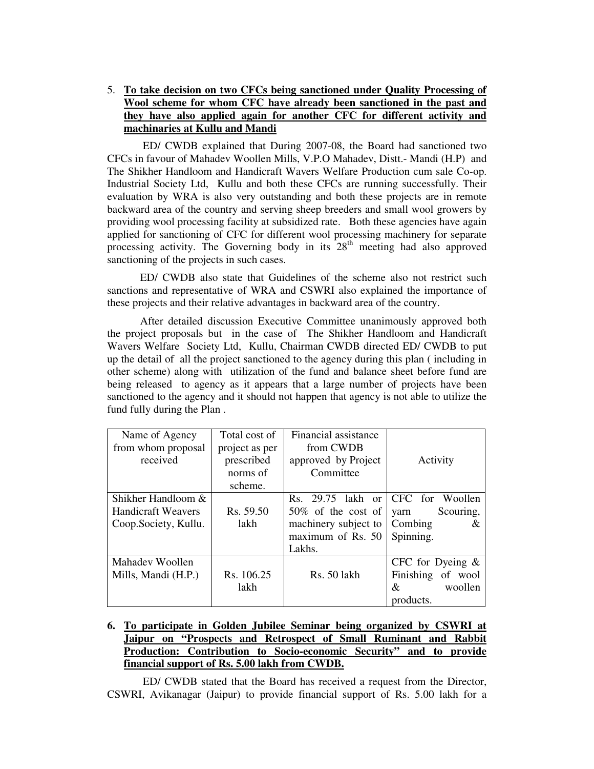5. **To take decision on two CFCs being sanctioned under Quality Processing of Wool scheme for whom CFC have already been sanctioned in the past and they have also applied again for another CFC for different activity and machinaries at Kullu and Mandi**

ED/ CWDB explained that During 2007-08, the Board had sanctioned two CFCs in favour of Mahadev Woollen Mills, V.P.O Mahadev, Distt.- Mandi (H.P) and The Shikher Handloom and Handicraft Wavers Welfare Production cum sale Co-op. Industrial Society Ltd, Kullu and both these CFCs are running successfully. Their evaluation by WRA is also very outstanding and both these projects are in remote backward area of the country and serving sheep breeders and small wool growers by providing wool processing facility at subsidized rate. Both these agencies have again applied for sanctioning of CFC for different wool processing machinery for separate processing activity. The Governing body in its 28th meeting had also approved sanctioning of the projects in such cases.

ED/ CWDB also state that Guidelines of the scheme also not restrict such sanctions and representative of WRA and CSWRI also explained the importance of these projects and their relative advantages in backward area of the country.

After detailed discussion Executive Committee unanimously approved both the project proposals but in the case of The Shikher Handloom and Handicraft Wavers Welfare Society Ltd, Kullu, Chairman CWDB directed ED/ CWDB to put up the detail of all the project sanctioned to the agency during this plan ( including in other scheme) along with utilization of the fund and balance sheet before fund are being released to agency as it appears that a large number of projects have been sanctioned to the agency and it should not happen that agency is not able to utilize the fund fully during the Plan .

| Name of Agency from whom proposal received | Total cost of project as per prescribed norms of scheme. | Financial assistance from CWDB approved by Project Committee | Activity |
|---|---|---|---|
| Shikher Handloom & Handicraft Weavers Coop.Society, Kullu. | Rs. 59.50 lakh | Rs. 29.75 lakh or 50% of the cost of machinery subject to maximum of Rs. 50 Lakhs. | CFC for Woollen yarn Scouring, Combing & Spinning. |
| Mahadev Woollen Mills, Mandi (H.P.) | Rs. 106.25 lakh | Rs. 50 lakh | CFC for Dyeing & Finishing of wool & woollen products. |

6. **To participate in Golden Jubilee Seminar being organized by CSWRI at Jaipur on "Prospects and Retrospect of Small Ruminant and Rabbit Production: Contribution to Socio-economic Security" and to provide financial support of Rs. 5.00 lakh from CWDB.**

ED/ CWDB stated that the Board has received a request from the Director, CSWRI, Avikanagar (Jaipur) to provide financial support of Rs. 5.00 lakh for a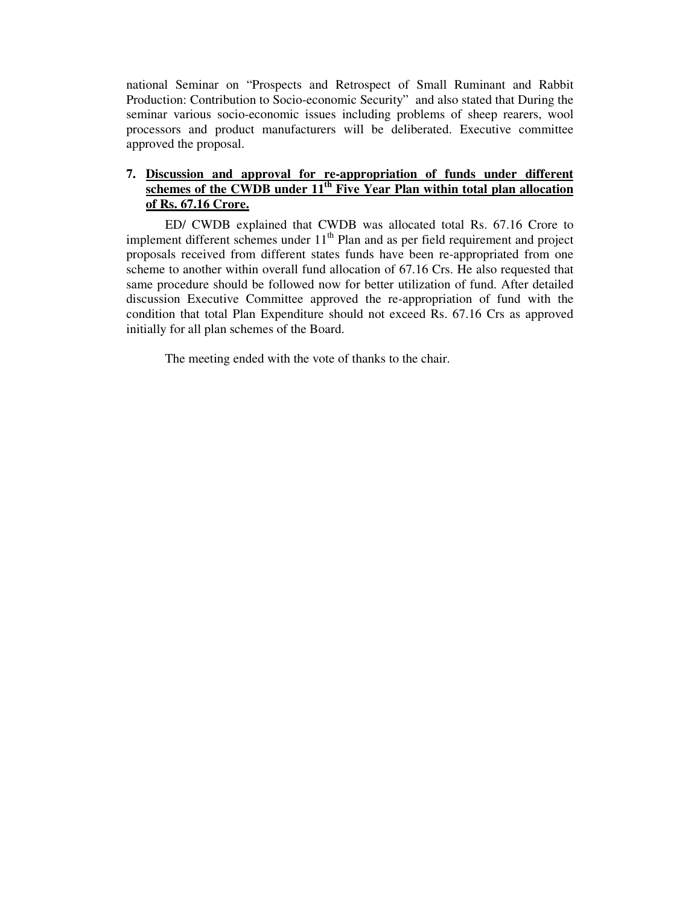national Seminar on "Prospects and Retrospect of Small Ruminant and Rabbit Production: Contribution to Socio-economic Security" and also stated that During the seminar various socio-economic issues including problems of sheep rearers, wool processors and product manufacturers will be deliberated. Executive committee approved the proposal.

7. **<u>Discussion and approval for re-appropriation of funds under different schemes of the CWDB under 11th Five Year Plan within total plan allocation of Rs. 67.16 Crore.</u>**

ED/ CWDB explained that CWDB was allocated total Rs. 67.16 Crore to implement different schemes under 11th Plan and as per field requirement and project proposals received from different states funds have been re-appropriated from one scheme to another within overall fund allocation of 67.16 Crs. He also requested that same procedure should be followed now for better utilization of fund. After detailed discussion Executive Committee approved the re-appropriation of fund with the condition that total Plan Expenditure should not exceed Rs. 67.16 Crs as approved initially for all plan schemes of the Board.

The meeting ended with the vote of thanks to the chair.